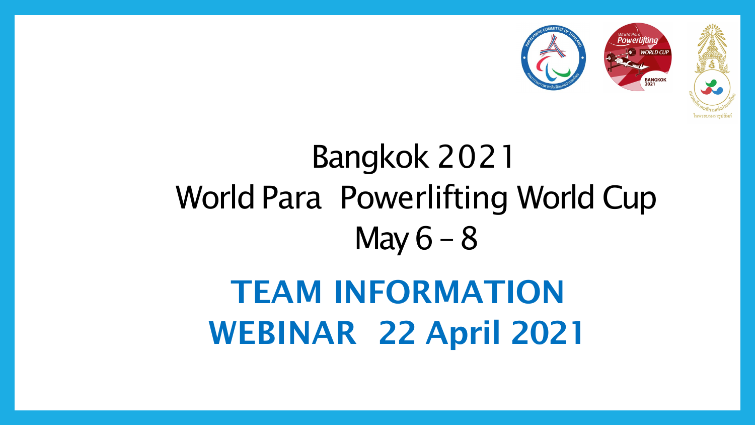# Bangkok 2021
# World Para Powerlifting World Cup
# May 6 – 8

## TEAM INFORMATION
## WEBINAR 22 April 2021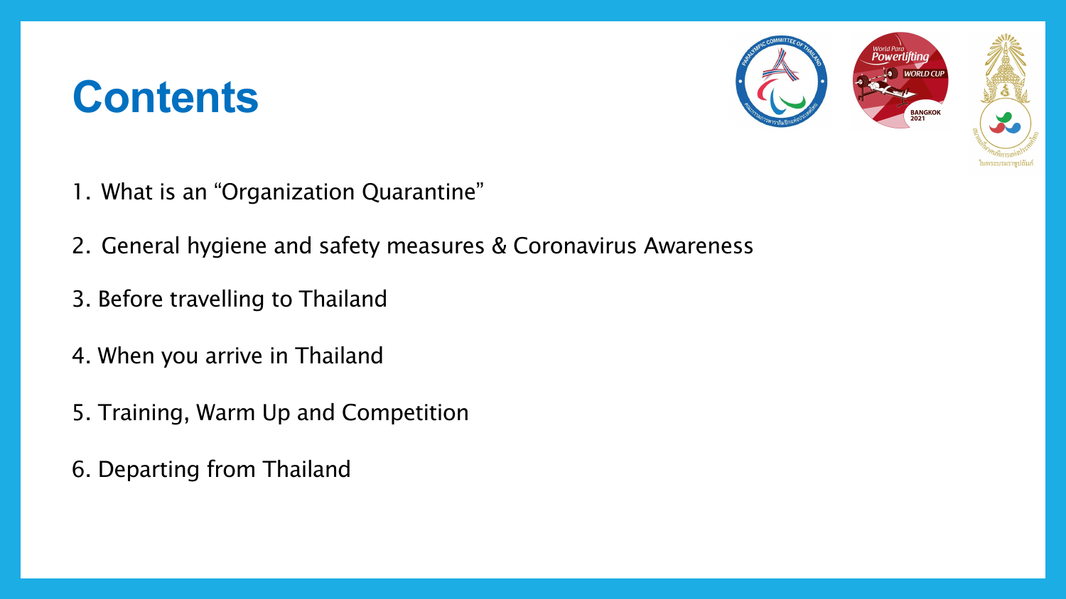# Contents

1. What is an “Organization Quarantine”
2. General hygiene and safety measures & Coronavirus Awareness
3. Before travelling to Thailand
4. When you arrive in Thailand
5. Training, Warm Up and Competition
6. Departing from Thailand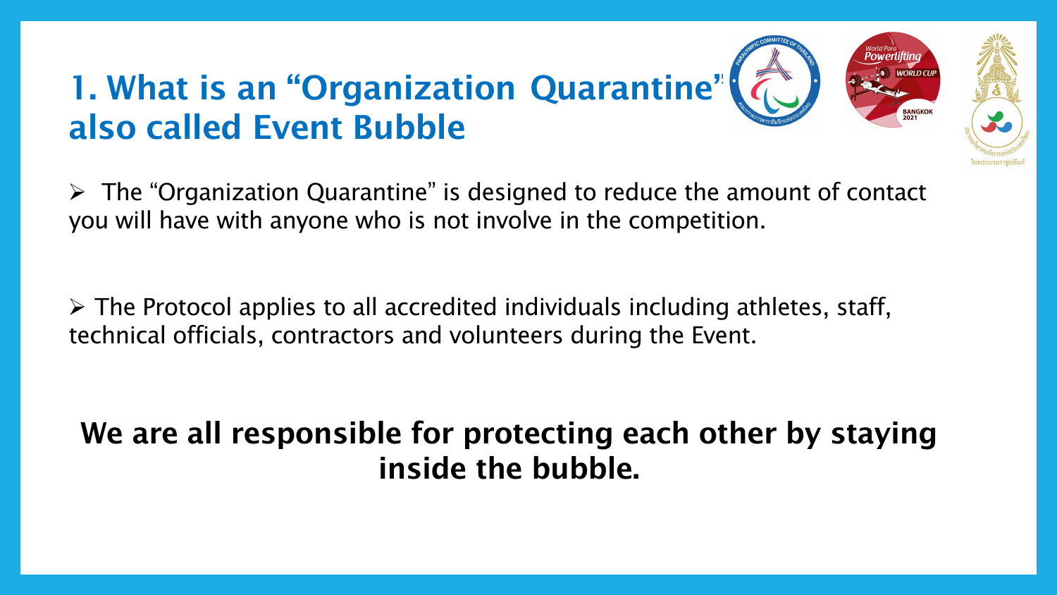# 1. What is an "Organization Quarantine" also called Event Bubble

- The "Organization Quarantine" is designed to reduce the amount of contact you will have with anyone who is not involve in the competition.

- The Protocol applies to all accredited individuals including athletes, staff, technical officials, contractors and volunteers during the Event.

**We are all responsible for protecting each other by staying inside the bubble.**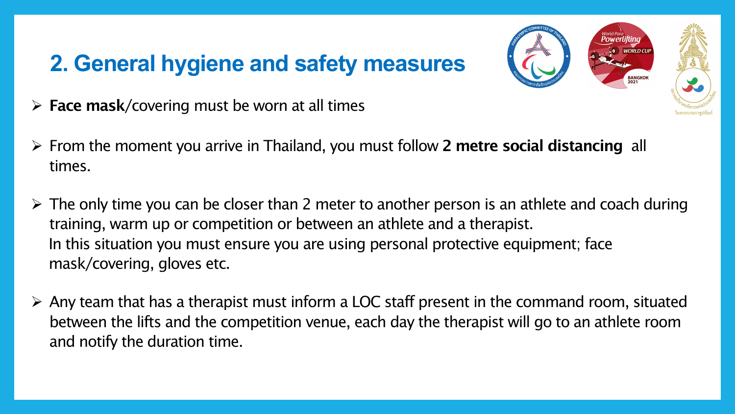## 2. General hygiene and safety measures

- **Face mask**/covering must be worn at all times
- From the moment you arrive in Thailand, you must follow **2 metre social distancing** all times.
- The only time you can be closer than 2 meter to another person is an athlete and coach during training, warm up or competition or between an athlete and a therapist.
  In this situation you must ensure you are using personal protective equipment; face mask/covering, gloves etc.
- Any team that has a therapist must inform a LOC staff present in the command room, situated between the lifts and the competition venue, each day the therapist will go to an athlete room and notify the duration time.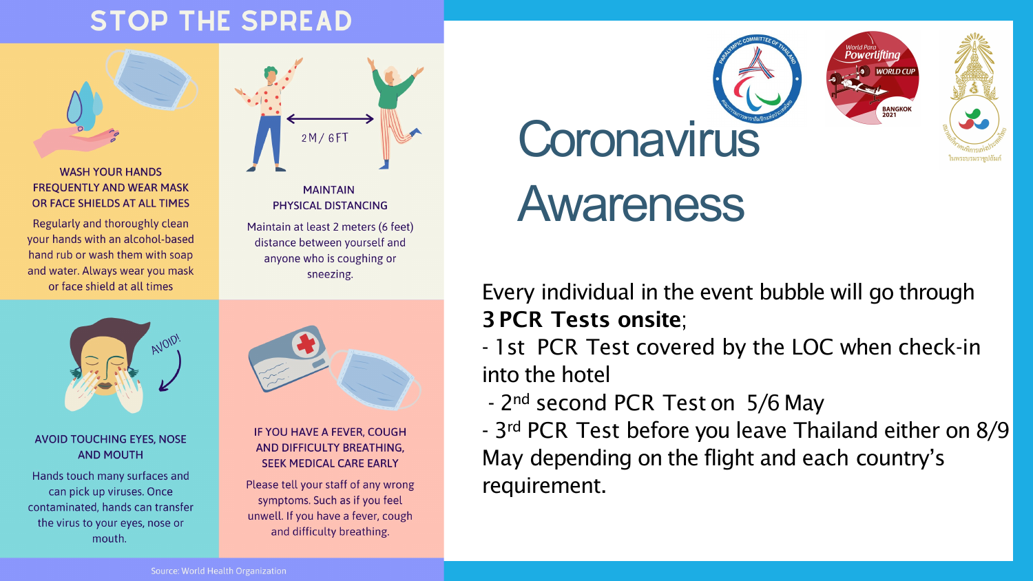## STOP THE SPREAD

### WASH YOUR HANDS FREQUENTLY AND WEAR MASK OR FACE SHIELDS AT ALL TIMES

Regularly and thoroughly clean your hands with an alcohol-based hand rub or wash them with soap and water. Always wear you mask or face shield at all times

### MAINTAIN PHYSICAL DISTANCING

2M / 6FT

Maintain at least 2 meters (6 feet) distance between yourself and anyone who is coughing or sneezing.

### AVOID TOUCHING EYES, NOSE AND MOUTH

AVOID!

Hands touch many surfaces and can pick up viruses. Once contaminated, hands can transfer the virus to your eyes, nose or mouth.

### IF YOU HAVE A FEVER, COUGH AND DIFFICULTY BREATHING, SEEK MEDICAL CARE EARLY

Please tell your staff of any wrong symptoms. Such as if you feel unwell. If you have a fever, cough and difficulty breathing.

Source: World Health Organization

# Coronavirus Awareness

Every individual in the event bubble will go through **3 PCR Tests onsite**;

- 1st PCR Test covered by the LOC when check-in into the hotel
- 2nd second PCR Test on 5/6 May
- 3rd PCR Test before you leave Thailand either on 8/9 May depending on the flight and each country's requirement.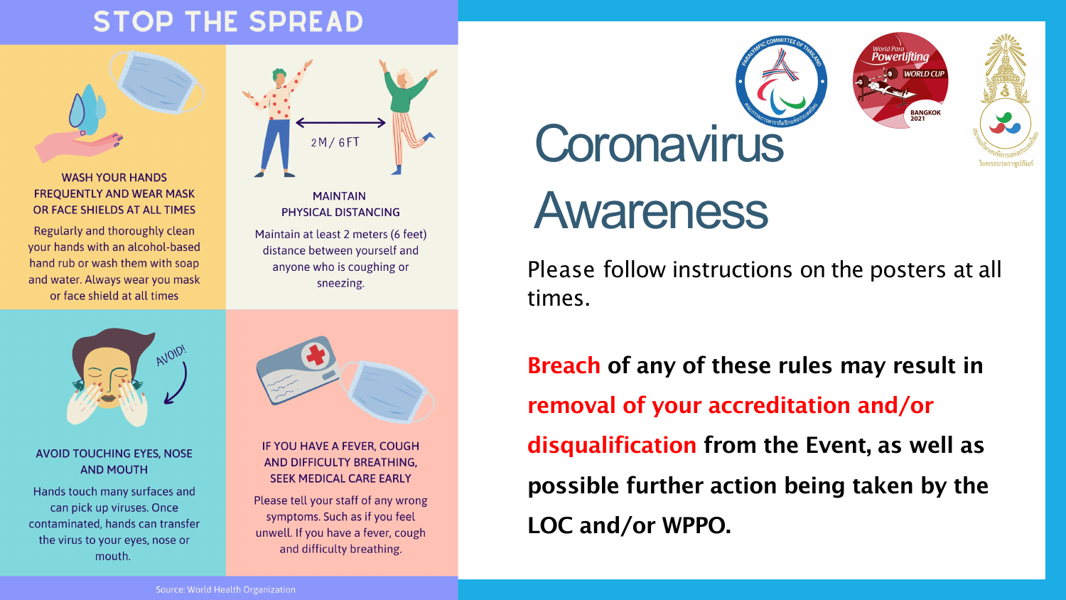# STOP THE SPREAD

### WASH YOUR HANDS FREQUENTLY AND WEAR MASK OR FACE SHIELDS AT ALL TIMES

Regularly and thoroughly clean your hands with an alcohol-based hand rub or wash them with soap and water. Always wear you mask or face shield at all times

### MAINTAIN PHYSICAL DISTANCING

2M / 6FT

Maintain at least 2 meters (6 feet) distance between yourself and anyone who is coughing or sneezing.

### AVOID TOUCHING EYES, NOSE AND MOUTH

AVOID!

Hands touch many surfaces and can pick up viruses. Once contaminated, hands can transfer the virus to your eyes, nose or mouth.

### IF YOU HAVE A FEVER, COUGH AND DIFFICULTY BREATHING, SEEK MEDICAL CARE EARLY

Please tell your staff of any wrong symptoms. Such as if you feel unwell. If you have a fever, cough and difficulty breathing.

Source: World Health Organization

# Coronavirus Awareness

Please follow instructions on the posters at all times.

**Breach of any of these rules may result in removal of your accreditation and/or disqualification from the Event, as well as possible further action being taken by the LOC and/or WPPO.**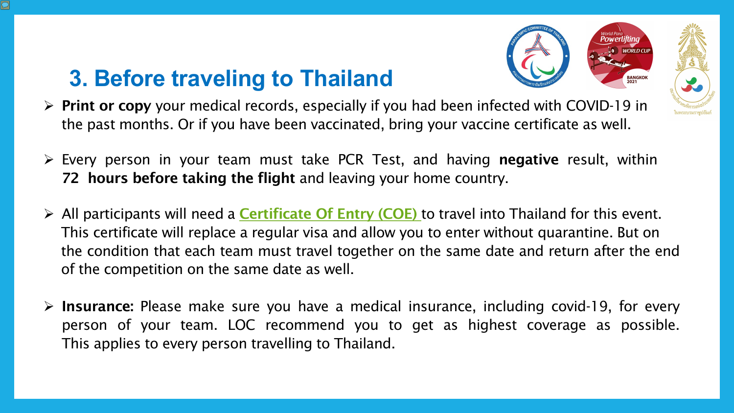## 3. Before traveling to Thailand

- **Print or copy** your medical records, especially if you had been infected with COVID-19 in the past months. Or if you have been vaccinated, bring your vaccine certificate as well.
- Every person in your team must take PCR Test, and having **negative** result, within **72 hours before taking the flight** and leaving your home country.
- All participants will need a Certificate Of Entry (COE) to travel into Thailand for this event. This certificate will replace a regular visa and allow you to enter without quarantine. But on the condition that each team must travel together on the same date and return after the end of the competition on the same date as well.
- **Insurance:** Please make sure you have a medical insurance, including covid-19, for every person of your team. LOC recommend you to get as highest coverage as possible. This applies to every person travelling to Thailand.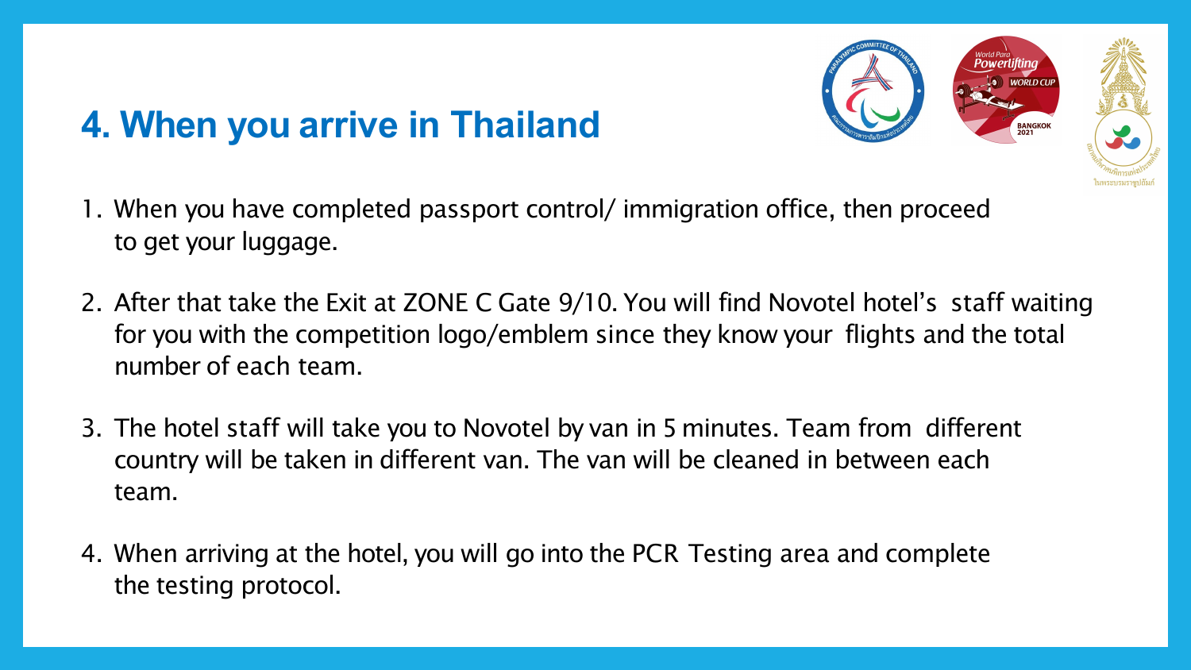# 4. When you arrive in Thailand

1. When you have completed passport control/ immigration office, then proceed to get your luggage.

2. After that take the Exit at ZONE C Gate 9/10. You will find Novotel hotel's staff waiting for you with the competition logo/emblem since they know your flights and the total number of each team.

3. The hotel staff will take you to Novotel by van in 5 minutes. Team from different country will be taken in different van. The van will be cleaned in between each team.

4. When arriving at the hotel, you will go into the PCR Testing area and complete the testing protocol.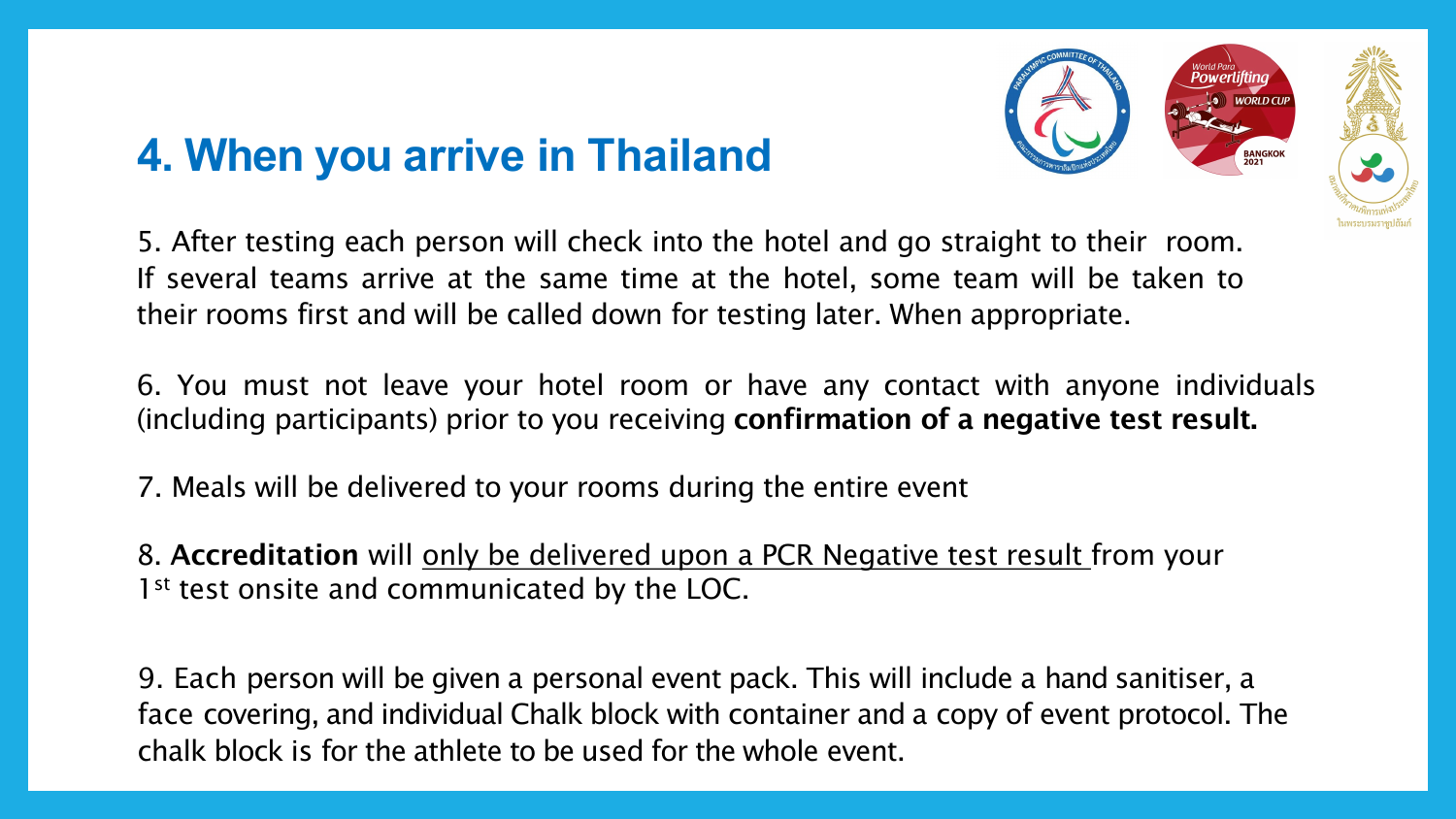# 4. When you arrive in Thailand

5. After testing each person will check into the hotel and go straight to their room. If several teams arrive at the same time at the hotel, some team will be taken to their rooms first and will be called down for testing later. When appropriate.

6. You must not leave your hotel room or have any contact with anyone individuals (including participants) prior to you receiving **confirmation of a negative test result.**

7. Meals will be delivered to your rooms during the entire event

8. **Accreditation** will <u>only be delivered upon a PCR Negative test result</u> from your 1st test onsite and communicated by the LOC.

9. Each person will be given a personal event pack. This will include a hand sanitiser, a face covering, and individual Chalk block with container and a copy of event protocol. The chalk block is for the athlete to be used for the whole event.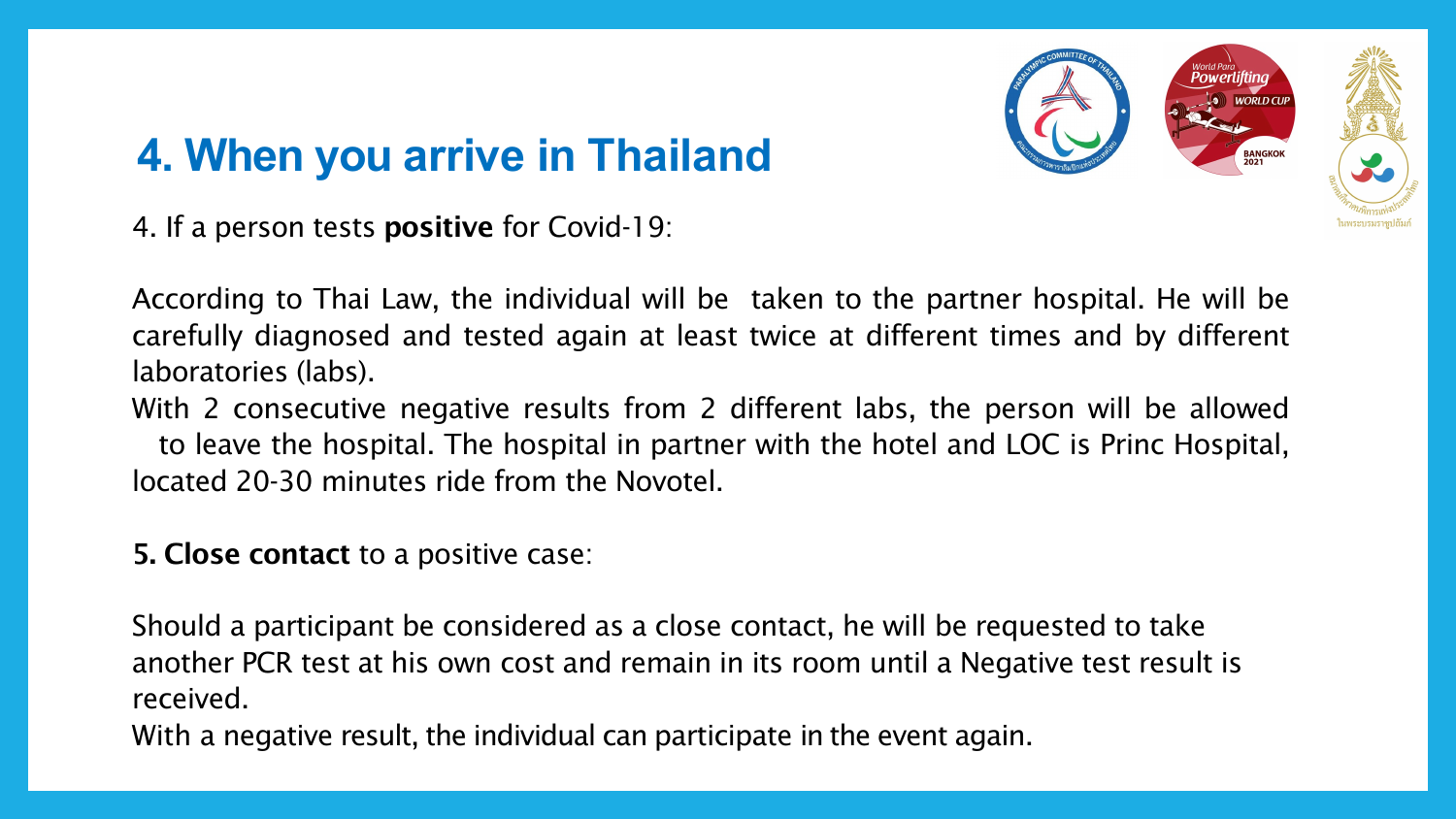# 4. When you arrive in Thailand

4. If a person tests **positive** for Covid-19:

According to Thai Law, the individual will be taken to the partner hospital. He will be carefully diagnosed and tested again at least twice at different times and by different laboratories (labs).

With 2 consecutive negative results from 2 different labs, the person will be allowed to leave the hospital. The hospital in partner with the hotel and LOC is Princ Hospital, located 20-30 minutes ride from the Novotel.

**5. Close contact** to a positive case:

Should a participant be considered as a close contact, he will be requested to take another PCR test at his own cost and remain in its room until a Negative test result is received.

With a negative result, the individual can participate in the event again.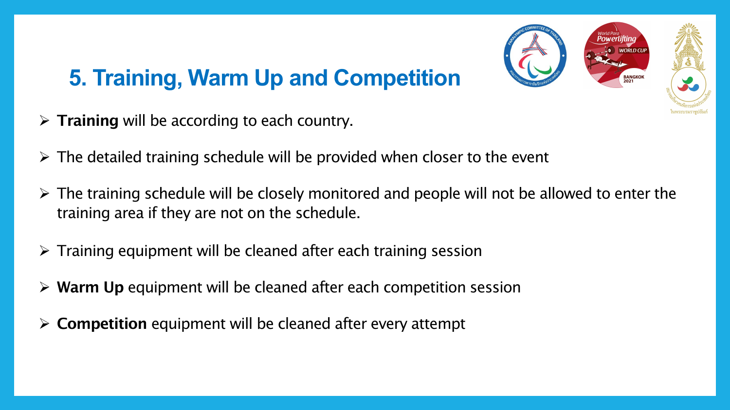## 5. Training, Warm Up and Competition

- **Training** will be according to each country.
- The detailed training schedule will be provided when closer to the event
- The training schedule will be closely monitored and people will not be allowed to enter the training area if they are not on the schedule.
- Training equipment will be cleaned after each training session
- **Warm Up** equipment will be cleaned after each competition session
- **Competition** equipment will be cleaned after every attempt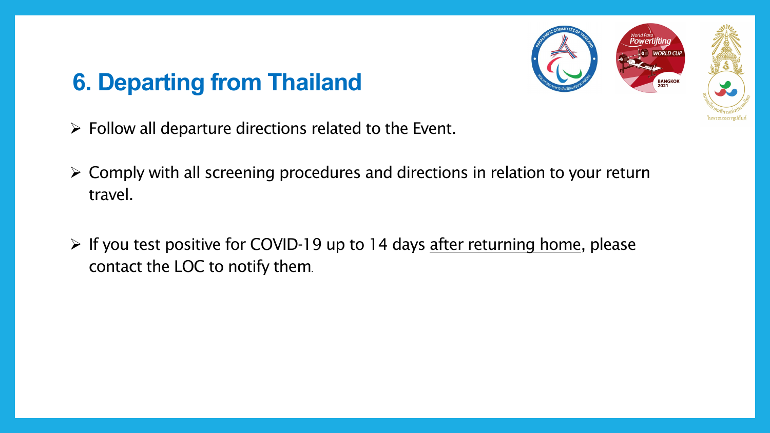## 6. Departing from Thailand

- Follow all departure directions related to the Event.
- Comply with all screening procedures and directions in relation to your return travel.
- If you test positive for COVID-19 up to 14 days <u>after returning home</u>, please contact the LOC to notify them.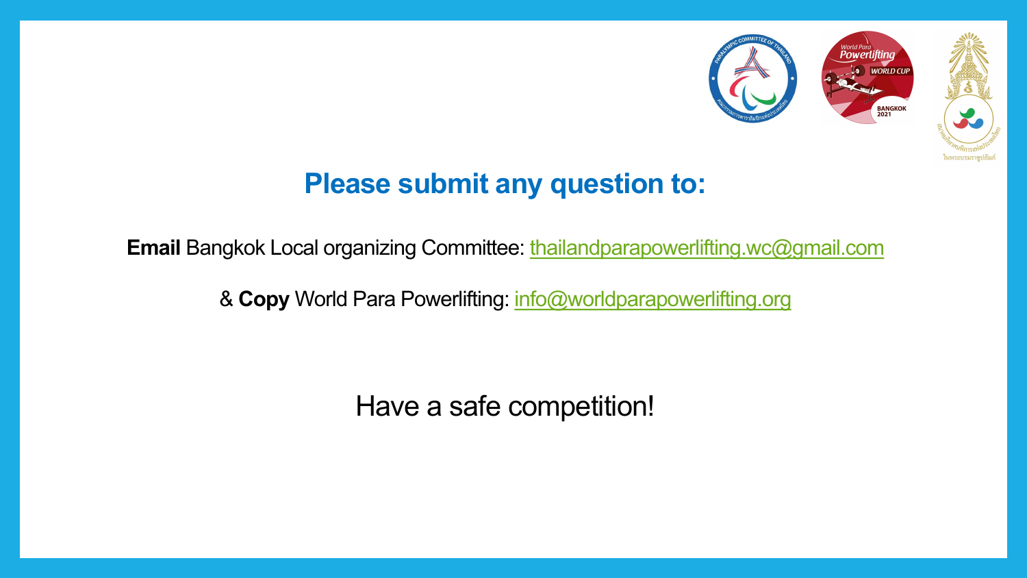## Please submit any question to:

**Email** Bangkok Local organizing Committee: thailandparapowerlifting.wc@gmail.com

& **Copy** World Para Powerlifting: info@worldparapowerlifting.org

Have a safe competition!